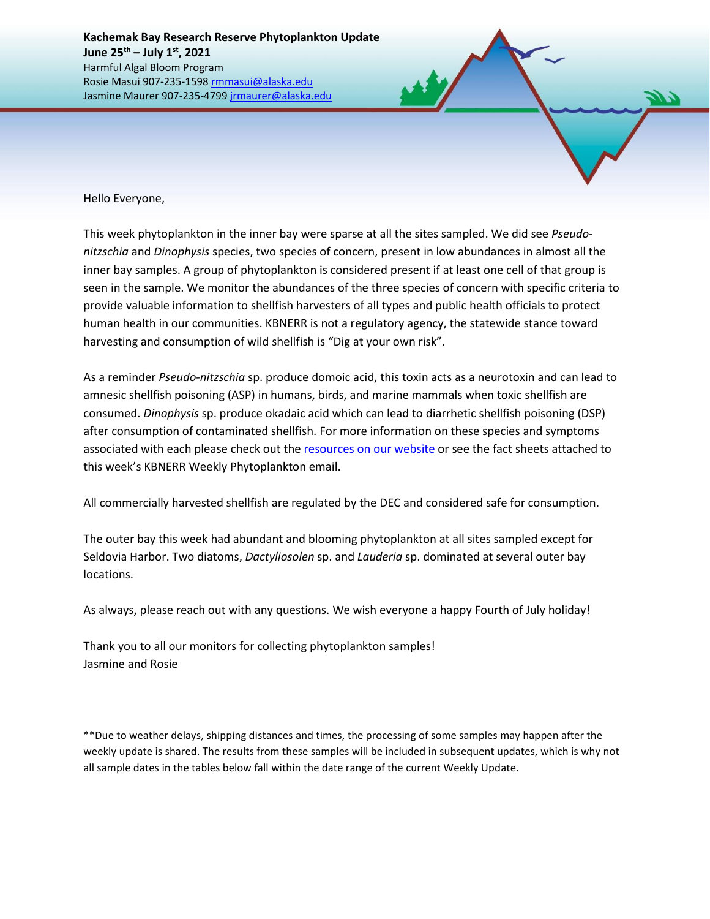**Kachemak Bay Research Reserve Phytoplankton Update**
**June 25th – July 1st, 2021**
Harmful Algal Bloom Program
Rosie Masui 907-235-1598 rmmasui@alaska.edu
Jasmine Maurer 907-235-4799 jrmaurer@alaska.edu

Hello Everyone,

This week phytoplankton in the inner bay were sparse at all the sites sampled. We did see *Pseudo-nitzschia* and *Dinophysis* species, two species of concern, present in low abundances in almost all the inner bay samples. A group of phytoplankton is considered present if at least one cell of that group is seen in the sample. We monitor the abundances of the three species of concern with specific criteria to provide valuable information to shellfish harvesters of all types and public health officials to protect human health in our communities. KBNERR is not a regulatory agency, the statewide stance toward harvesting and consumption of wild shellfish is "Dig at your own risk".

As a reminder *Pseudo-nitzschia* sp. produce domoic acid, this toxin acts as a neurotoxin and can lead to amnesic shellfish poisoning (ASP) in humans, birds, and marine mammals when toxic shellfish are consumed. *Dinophysis* sp. produce okadaic acid which can lead to diarrhetic shellfish poisoning (DSP) after consumption of contaminated shellfish. For more information on these species and symptoms associated with each please check out the resources on our website or see the fact sheets attached to this week's KBNERR Weekly Phytoplankton email.

All commercially harvested shellfish are regulated by the DEC and considered safe for consumption.

The outer bay this week had abundant and blooming phytoplankton at all sites sampled except for Seldovia Harbor. Two diatoms, *Dactyliosolen* sp. and *Lauderia* sp. dominated at several outer bay locations.

As always, please reach out with any questions. We wish everyone a happy Fourth of July holiday!

Thank you to all our monitors for collecting phytoplankton samples!
Jasmine and Rosie

**Due to weather delays, shipping distances and times, the processing of some samples may happen after the weekly update is shared. The results from these samples will be included in subsequent updates, which is why not all sample dates in the tables below fall within the date range of the current Weekly Update.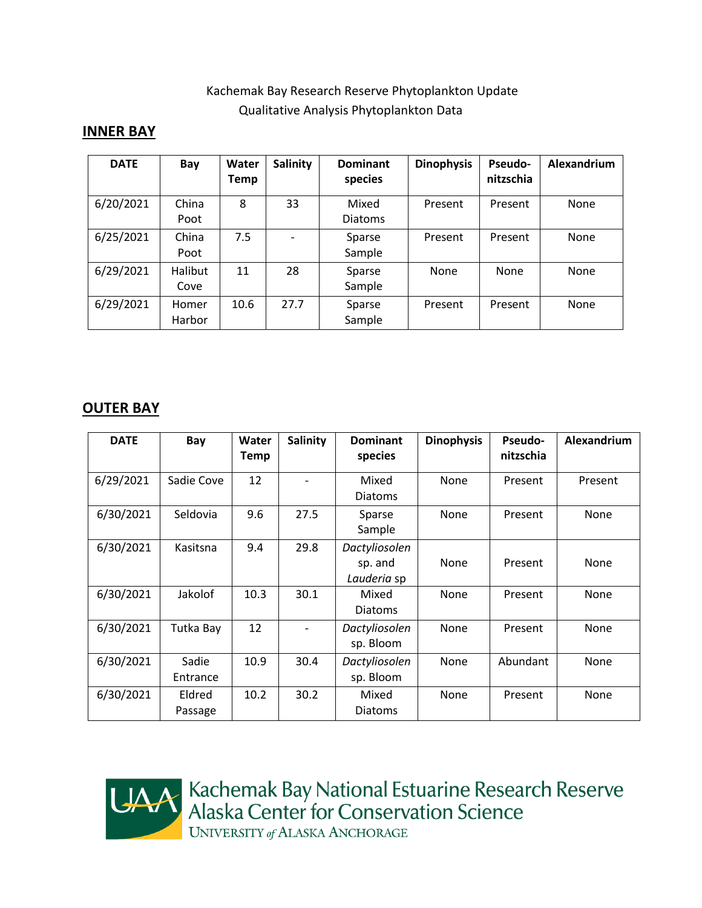Kachemak Bay Research Reserve Phytoplankton Update
Qualitative Analysis Phytoplankton Data

## INNER BAY

| DATE | Bay | Water Temp | Salinity | Dominant species | Dinophysis | Pseudo-nitzschia | Alexandrium |
|---|---|---|---|---|---|---|---|
| 6/20/2021 | China Poot | 8 | 33 | Mixed Diatoms | Present | Present | None |
| 6/25/2021 | China Poot | 7.5 | - | Sparse Sample | Present | Present | None |
| 6/29/2021 | Halibut Cove | 11 | 28 | Sparse Sample | None | None | None |
| 6/29/2021 | Homer Harbor | 10.6 | 27.7 | Sparse Sample | Present | Present | None |

## OUTER BAY

| DATE | Bay | Water Temp | Salinity | Dominant species | Dinophysis | Pseudo-nitzschia | Alexandrium |
|---|---|---|---|---|---|---|---|
| 6/29/2021 | Sadie Cove | 12 | - | Mixed Diatoms | None | Present | Present |
| 6/30/2021 | Seldovia | 9.6 | 27.5 | Sparse Sample | None | Present | None |
| 6/30/2021 | Kasitsna | 9.4 | 29.8 | *Dactyliosolen* sp. and *Lauderia* sp | None | Present | None |
| 6/30/2021 | Jakolof | 10.3 | 30.1 | Mixed Diatoms | None | Present | None |
| 6/30/2021 | Tutka Bay | 12 | - | *Dactyliosolen* sp. Bloom | None | Present | None |
| 6/30/2021 | Sadie Entrance | 10.9 | 30.4 | *Dactyliosolen* sp. Bloom | None | Abundant | None |
| 6/30/2021 | Eldred Passage | 10.2 | 30.2 | Mixed Diatoms | None | Present | None |

UAA Kachemak Bay National Estuarine Research Reserve
Alaska Center for Conservation Science
University of Alaska Anchorage